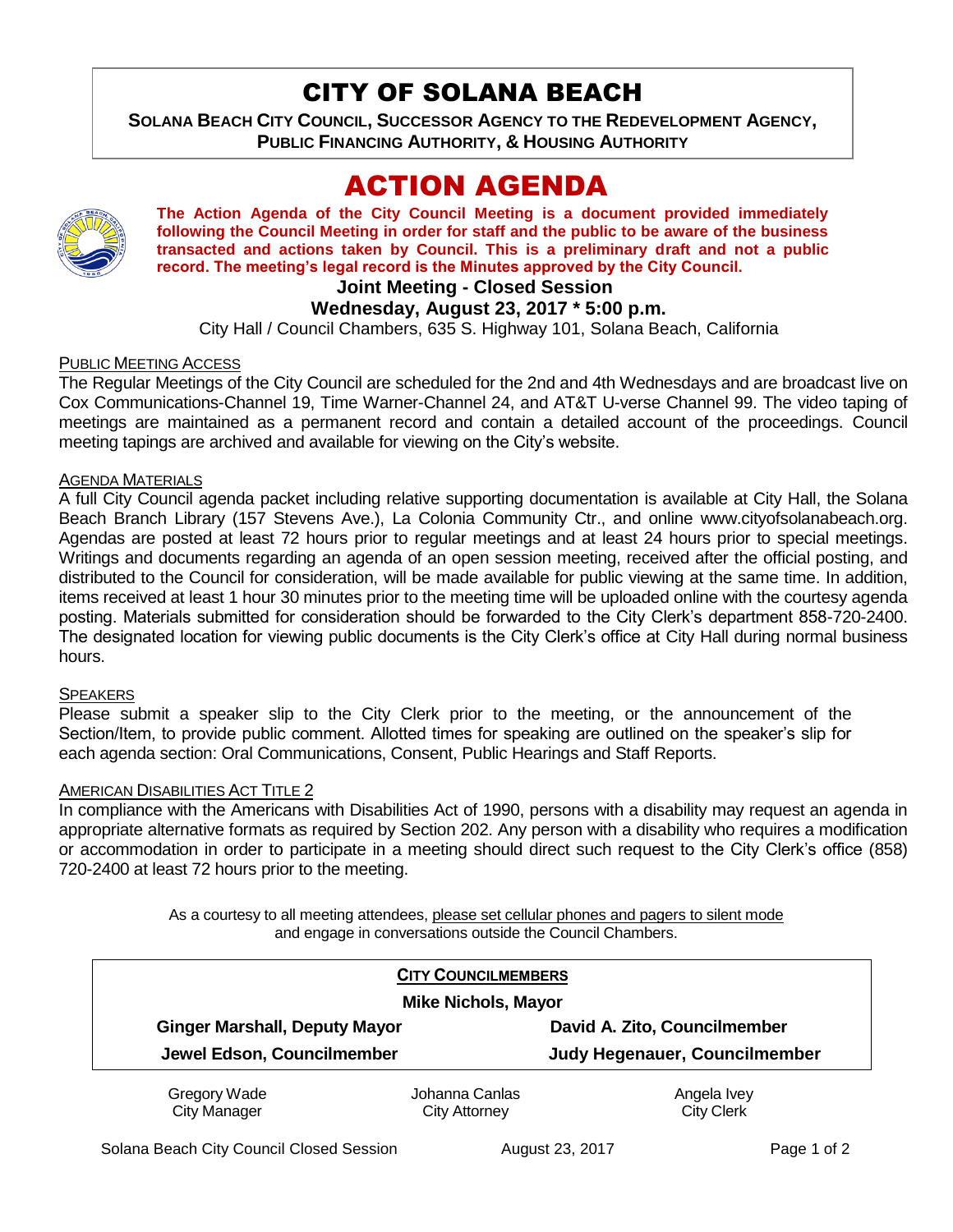# CITY OF SOLANA BEACH

**SOLANA BEACH CITY COUNCIL, SUCCESSOR AGENCY TO THE REDEVELOPMENT AGENCY, PUBLIC FINANCING AUTHORITY, & HOUSING AUTHORITY**

# ACTION AGENDA

**The Action Agenda of the City Council Meeting is a document provided immediately following the Council Meeting in order for staff and the public to be aware of the business transacted and actions taken by Council. This is a preliminary draft and not a public record. The meeting's legal record is the Minutes approved by the City Council.**

**Joint Meeting - Closed Session**

**Wednesday, August 23, 2017 * 5:00 p.m.**

City Hall / Council Chambers, 635 S. Highway 101, Solana Beach, California

PUBLIC MEETING ACCESS

The Regular Meetings of the City Council are scheduled for the 2nd and 4th Wednesdays and are broadcast live on Cox Communications-Channel 19, Time Warner-Channel 24, and AT&T U-verse Channel 99. The video taping of meetings are maintained as a permanent record and contain a detailed account of the proceedings. Council meeting tapings are archived and available for viewing on the City's website.

AGENDA MATERIALS

A full City Council agenda packet including relative supporting documentation is available at City Hall, the Solana Beach Branch Library (157 Stevens Ave.), La Colonia Community Ctr., and online www.cityofsolanabeach.org. Agendas are posted at least 72 hours prior to regular meetings and at least 24 hours prior to special meetings. Writings and documents regarding an agenda of an open session meeting, received after the official posting, and distributed to the Council for consideration, will be made available for public viewing at the same time. In addition, items received at least 1 hour 30 minutes prior to the meeting time will be uploaded online with the courtesy agenda posting. Materials submitted for consideration should be forwarded to the City Clerk's department 858-720-2400. The designated location for viewing public documents is the City Clerk's office at City Hall during normal business hours.

SPEAKERS

Please submit a speaker slip to the City Clerk prior to the meeting, or the announcement of the Section/Item, to provide public comment. Allotted times for speaking are outlined on the speaker's slip for each agenda section: Oral Communications, Consent, Public Hearings and Staff Reports.

AMERICAN DISABILITIES ACT TITLE 2

In compliance with the Americans with Disabilities Act of 1990, persons with a disability may request an agenda in appropriate alternative formats as required by Section 202. Any person with a disability who requires a modification or accommodation in order to participate in a meeting should direct such request to the City Clerk's office (858) 720-2400 at least 72 hours prior to the meeting.

As a courtesy to all meeting attendees, please set cellular phones and pagers to silent mode and engage in conversations outside the Council Chambers.

**CITY COUNCILMEMBERS**

**Mike Nichols, Mayor**

| | |
|---|---|
| **Ginger Marshall, Deputy Mayor** | **David A. Zito, Councilmember** |
| **Jewel Edson, Councilmember** | **Judy Hegenauer, Councilmember** |

| | | |
|---|---|---|
| Gregory Wade<br>City Manager | Johanna Canlas<br>City Attorney | Angela Ivey<br>City Clerk |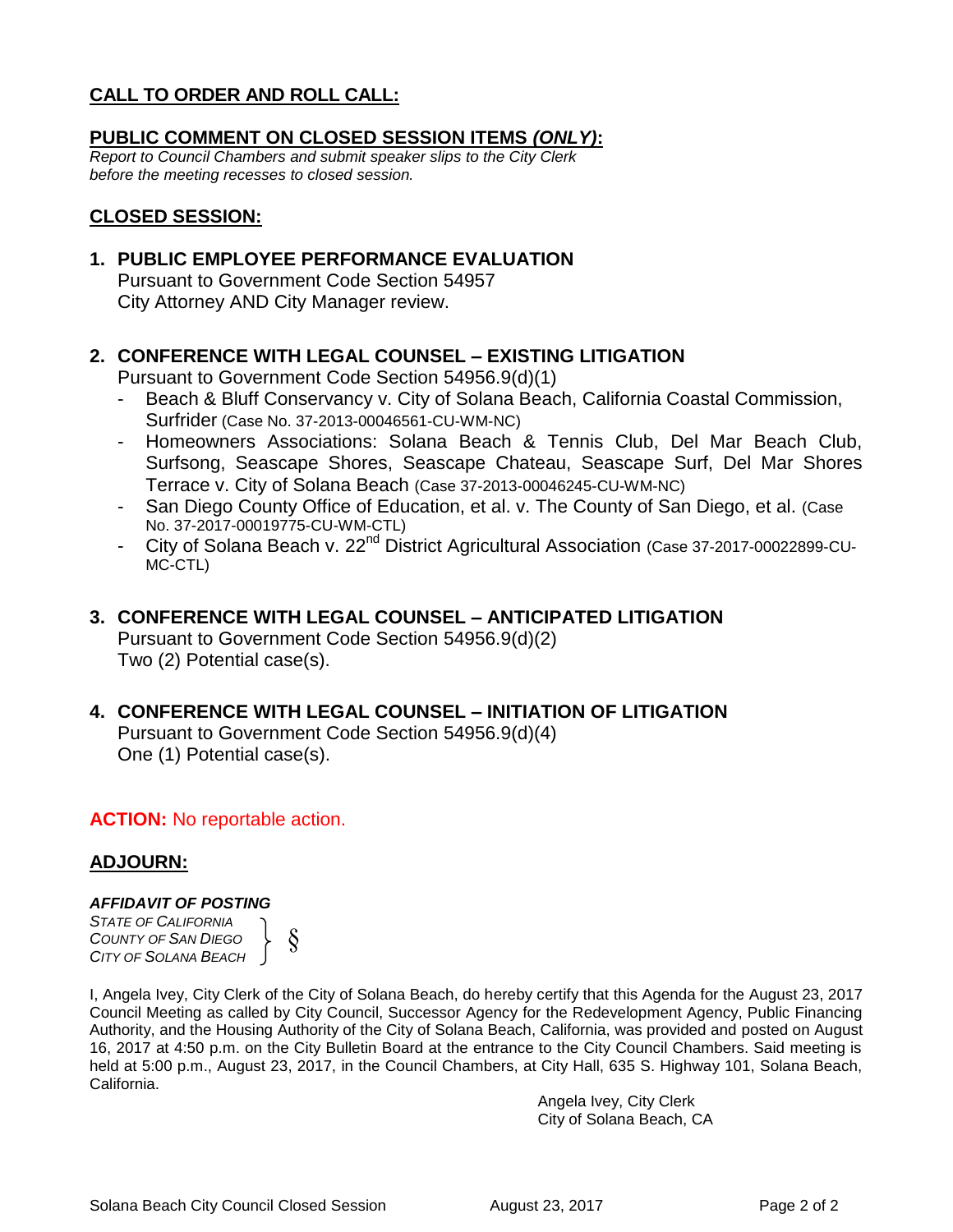## CALL TO ORDER AND ROLL CALL:

## PUBLIC COMMENT ON CLOSED SESSION ITEMS *(ONLY)*:

*Report to Council Chambers and submit speaker slips to the City Clerk before the meeting recesses to closed session.*

## CLOSED SESSION:

### 1. PUBLIC EMPLOYEE PERFORMANCE EVALUATION

Pursuant to Government Code Section 54957
City Attorney AND City Manager review.

### 2. CONFERENCE WITH LEGAL COUNSEL – EXISTING LITIGATION

Pursuant to Government Code Section 54956.9(d)(1)

- Beach & Bluff Conservancy v. City of Solana Beach, California Coastal Commission, Surfrider (Case No. 37-2013-00046561-CU-WM-NC)
- Homeowners Associations: Solana Beach & Tennis Club, Del Mar Beach Club, Surfsong, Seascape Shores, Seascape Chateau, Seascape Surf, Del Mar Shores Terrace v. City of Solana Beach (Case 37-2013-00046245-CU-WM-NC)
- San Diego County Office of Education, et al. v. The County of San Diego, et al. (Case No. 37-2017-00019775-CU-WM-CTL)
- City of Solana Beach v. 22nd District Agricultural Association (Case 37-2017-00022899-CU-MC-CTL)

### 3. CONFERENCE WITH LEGAL COUNSEL – ANTICIPATED LITIGATION

Pursuant to Government Code Section 54956.9(d)(2)
Two (2) Potential case(s).

### 4. CONFERENCE WITH LEGAL COUNSEL – INITIATION OF LITIGATION

Pursuant to Government Code Section 54956.9(d)(4)
One (1) Potential case(s).

**ACTION:** No reportable action.

## ADJOURN:

***AFFIDAVIT OF POSTING***

*STATE OF CALIFORNIA*
*COUNTY OF SAN DIEGO* §
*CITY OF SOLANA BEACH*

I, Angela Ivey, City Clerk of the City of Solana Beach, do hereby certify that this Agenda for the August 23, 2017 Council Meeting as called by City Council, Successor Agency for the Redevelopment Agency, Public Financing Authority, and the Housing Authority of the City of Solana Beach, California, was provided and posted on August 16, 2017 at 4:50 p.m. on the City Bulletin Board at the entrance to the City Council Chambers. Said meeting is held at 5:00 p.m., August 23, 2017, in the Council Chambers, at City Hall, 635 S. Highway 101, Solana Beach, California.

Angela Ivey, City Clerk
City of Solana Beach, CA